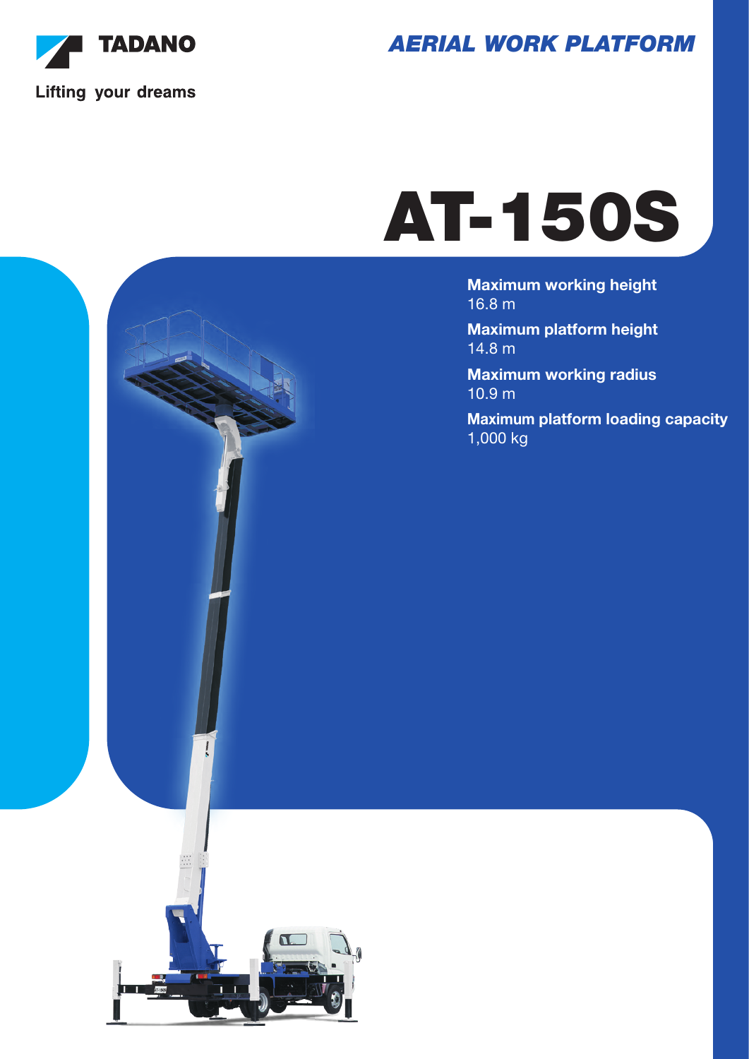TADANO

Lifting your dreams

AERIAL WORK PLATFORM

# AT-150S

**Maximum working height**
16.8 m

**Maximum platform height**
14.8 m

**Maximum working radius**
10.9 m

**Maximum platform loading capacity**
1,000 kg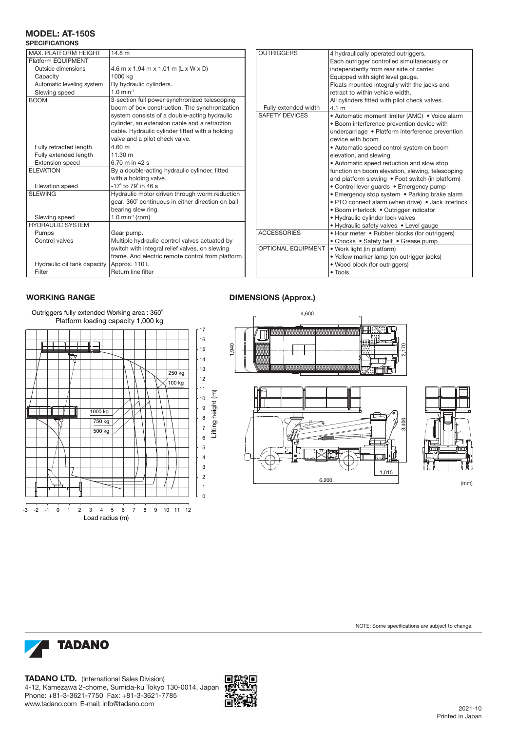## MODEL: AT-150S

### SPECIFICATIONS

| | |
|---|---|
| MAX. PLATFORM HEIGHT | 14.8 m |
| Platform EQUIPMENT | |
| Outside dimensions | 4.6 m x 1.94 m x 1.01 m (L x W x D) |
| Capacity | 1000 kg |
| Automatic leveling system | By hydraulic cylinders. |
| Slewing speed | 1.0 min$^{-1}$ |
| BOOM | 3-section full power synchronized telescoping boom of box construction. The synchronization system consists of a double-acting hydraulic cylinder, an extension cable and a retraction cable. Hydraulic cylinder fitted with a holding valve and a pilot check valve. |
| Fully retracted length | 4.60 m |
| Fully extended length | 11.30 m |
| Extension speed | 6.70 m in 42 s |
| ELEVATION | By a double-acting hydraulic cylinder, fitted with a holding valve. |
| Elevation speed | -17˚ to 79˚ in 46 s |
| SLEWING | Hydraulic motor driven through worm reduction gear. 360˚ continuous in either direction on ball bearing slew ring. |
| Slewing speed | 1.0 min$^{-1}$ {rpm} |
| HYDRAULIC SYSTEM | |
| Pumps | Gear pump. |
| Control valves | Multiple hydraulic-control valves actuated by switch with integral relief valves, on slewing frame. And electric remote control from platform. |
| Hydraulic oil tank capacity | Approx. 110 L |
| Filter | Return line filter |

| | |
|---|---|
| OUTRIGGERS | 4 hydraulically operated outriggers. Each outrigger controlled simultaneously or independently from rear side of carrier. Equipped with sight level gauge. Floats mounted integrally with the jacks and retract to within vehicle width. All cylinders fitted with pilot check valves. |
| Fully extended width | 4.1 m |
| SAFETY DEVICES | • Automatic moment limiter (AMC) • Voice alarm • Boom interference prevention device with undercarriage • Platform interference prevention device with boom • Automatic speed control system on boom elevation, and slewing • Automatic speed reduction and slow stop function on boom elevation, slewing, telescoping and platform slewing • Foot switch (in platform) • Control lever guards • Emergency pump • Emergency stop system • Parking brake alarm • PTO connect alarm (when drive) • Jack interlock • Boom interlock • Outrigger indicator • Hydraulic cylinder lock valves • Hydraulic safety valves • Level gauge |
| ACCESSORIES | • Hour meter • Rubber blocks (for outriggers) • Chocks • Safety belt • Grease pump |
| OPTIONAL EQUIPMENT | • Work light (in platform) • Yellow marker lamp (on outrigger jacks) • Wood block (for outriggers) • Tools |

### WORKING RANGE

Outriggers fully extended Working area : 360˚
Platform loading capacity 1,000 kg

250 kg
100 kg
1000 kg
750 kg
500 kg

Lifting height (m)
Load radius (m)

### DIMENSIONS (Approx.)

4,600
1,940
2,170
3,400
1,015
6,200
(mm)

NOTE: Some specifications are subject to change.

**TADANO**

**TADANO LTD.** (International Sales Division)
4-12, Kamezawa 2-chome, Sumida-ku Tokyo 130-0014, Japan
Phone: +81-3-3621-7750 Fax: +81-3-3621-7785
www.tadano.com E-mail: info@tadano.com

2021-10
Printed in Japan